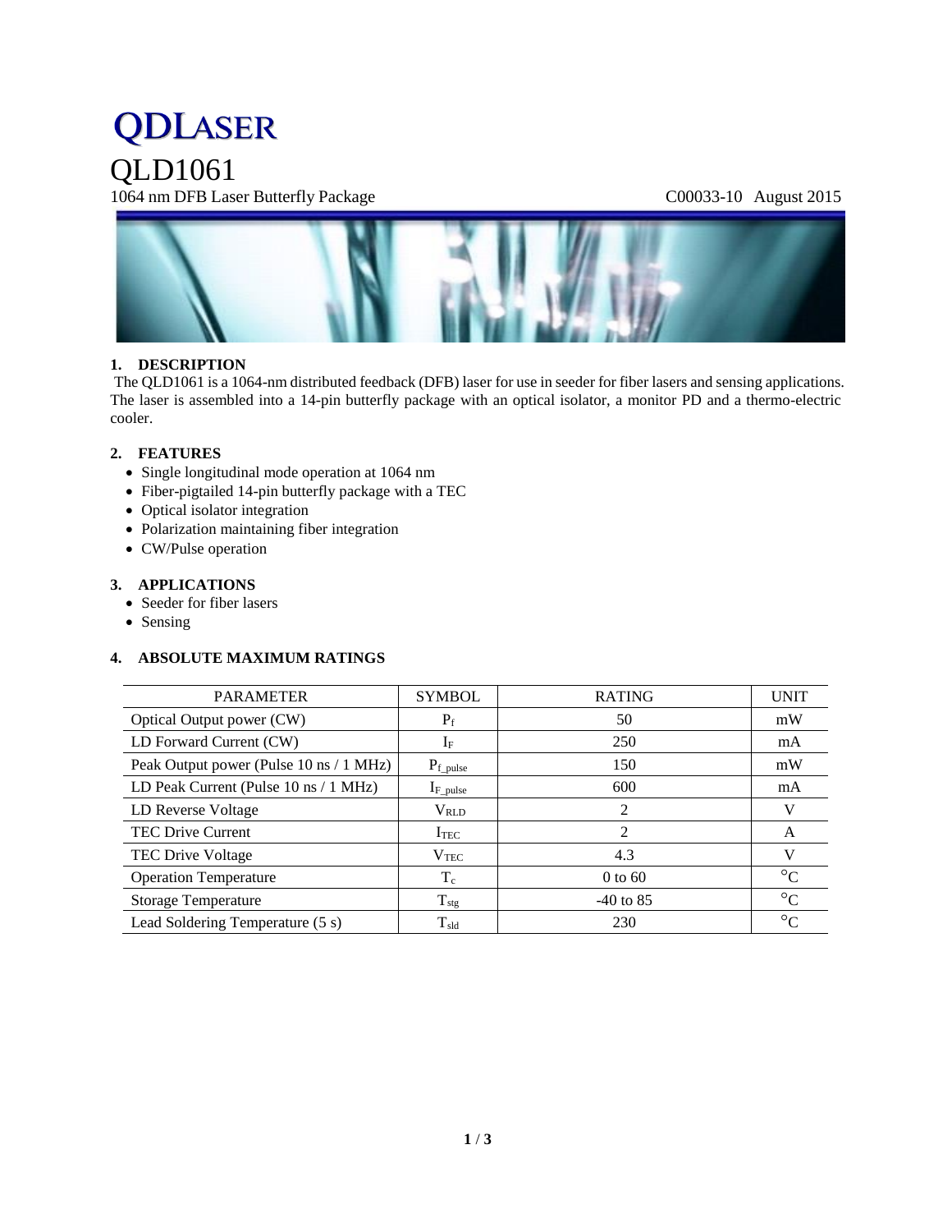# QDLASER

# QLD1061

1064 nm DFB Laser Butterfly Package C00033-10 August 2015

## 1. DESCRIPTION

The QLD1061 is a 1064-nm distributed feedback (DFB) laser for use in seeder for fiber lasers and sensing applications. The laser is assembled into a 14-pin butterfly package with an optical isolator, a monitor PD and a thermo-electric cooler.

## 2. FEATURES

- Single longitudinal mode operation at 1064 nm
- Fiber-pigtailed 14-pin butterfly package with a TEC
- Optical isolator integration
- Polarization maintaining fiber integration
- CW/Pulse operation

## 3. APPLICATIONS

- Seeder for fiber lasers
- Sensing

## 4. ABSOLUTE MAXIMUM RATINGS

| PARAMETER | SYMBOL | RATING | UNIT |
|---|---|---|---|
| Optical Output power (CW) | $P_f$ | 50 | mW |
| LD Forward Current (CW) | $I_F$ | 250 | mA |
| Peak Output power (Pulse 10 ns / 1 MHz) | $P_{f\_pulse}$ | 150 | mW |
| LD Peak Current (Pulse 10 ns / 1 MHz) | $I_{F\_pulse}$ | 600 | mA |
| LD Reverse Voltage | $V_{RLD}$ | 2 | V |
| TEC Drive Current | $I_{TEC}$ | 2 | A |
| TEC Drive Voltage | $V_{TEC}$ | 4.3 | V |
| Operation Temperature | $T_c$ | 0 to 60 | °C |
| Storage Temperature | $T_{stg}$ | -40 to 85 | °C |
| Lead Soldering Temperature (5 s) | $T_{sld}$ | 230 | °C |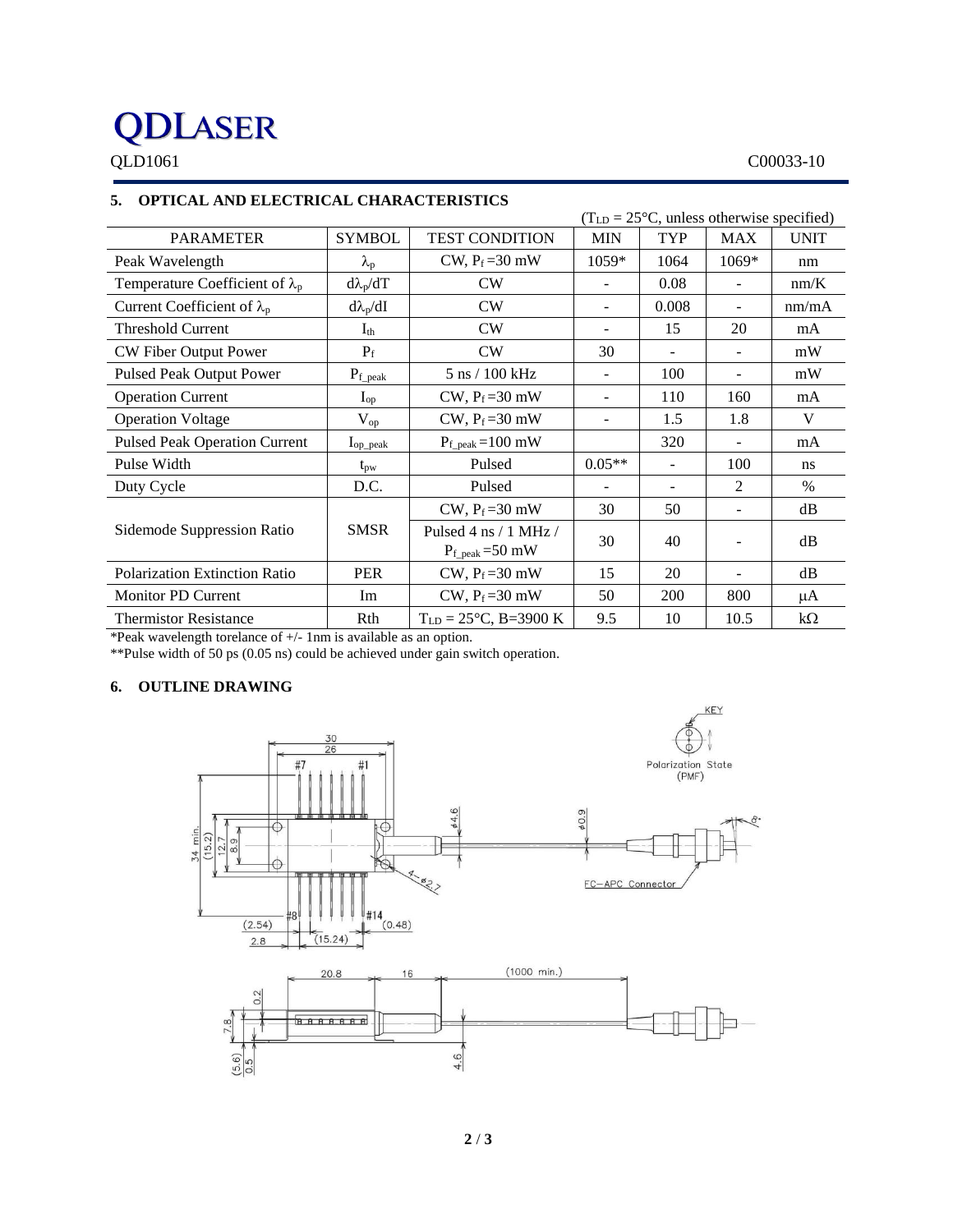**QDLASER**

QLD1061 C00033-10

### 5. OPTICAL AND ELECTRICAL CHARACTERISTICS

($T_{LD}$ = 25°C, unless otherwise specified)

| PARAMETER | SYMBOL | TEST CONDITION | MIN | TYP | MAX | UNIT |
|---|---|---|---|---|---|---|
| Peak Wavelength | $\lambda_p$ | CW, $P_f$ =30 mW | 1059* | 1064 | 1069* | nm |
| Temperature Coefficient of $\lambda_p$ | $d\lambda_p/dT$ | CW | - | 0.08 | - | nm/K |
| Current Coefficient of $\lambda_p$ | $d\lambda_p/dI$ | CW | - | 0.008 | - | nm/mA |
| Threshold Current | $I_{th}$ | CW | - | 15 | 20 | mA |
| CW Fiber Output Power | $P_f$ | CW | 30 | - | - | mW |
| Pulsed Peak Output Power | $P_{f\_peak}$ | 5 ns / 100 kHz | - | 100 | - | mW |
| Operation Current | $I_{op}$ | CW, $P_f$ =30 mW | - | 110 | 160 | mA |
| Operation Voltage | $V_{op}$ | CW, $P_f$ =30 mW | - | 1.5 | 1.8 | V |
| Pulsed Peak Operation Current | $I_{op\_peak}$ | $P_{f\_peak}$ =100 mW | | 320 | - | mA |
| Pulse Width | $t_{pw}$ | Pulsed | 0.05** | - | 100 | ns |
| Duty Cycle | D.C. | Pulsed | - | - | 2 | % |
| Sidemode Suppression Ratio | SMSR | CW, $P_f$ =30 mW | 30 | 50 | - | dB |
| | | Pulsed 4 ns / 1 MHz / $P_{f\_peak}$ =50 mW | 30 | 40 | - | dB |
| Polarization Extinction Ratio | PER | CW, $P_f$ =30 mW | 15 | 20 | - | dB |
| Monitor PD Current | Im | CW, $P_f$ =30 mW | 50 | 200 | 800 | μA |
| Thermistor Resistance | Rth | $T_{LD}$ = 25°C, B=3900 K | 9.5 | 10 | 10.5 | kΩ |

*Peak wavelength torelance of +/- 1nm is available as an option.

**Pulse width of 50 ps (0.05 ns) could be achieved under gain switch operation.

### 6. OUTLINE DRAWING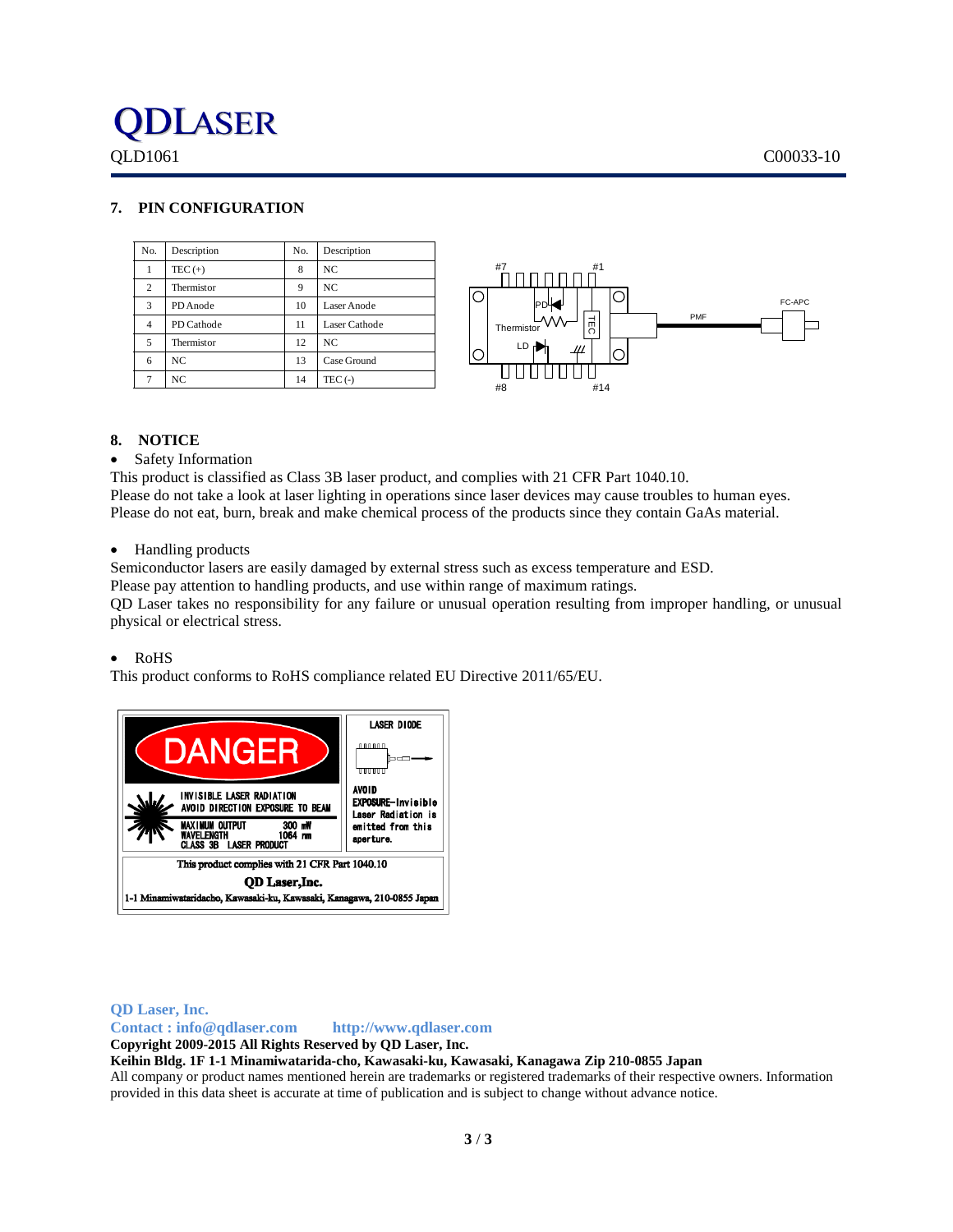## 7. PIN CONFIGURATION

| No. | Description | No. | Description |
|---|---|---|---|
| 1 | TEC (+) | 8 | NC |
| 2 | Thermistor | 9 | NC |
| 3 | PD Anode | 10 | Laser Anode |
| 4 | PD Cathode | 11 | Laser Cathode |
| 5 | Thermistor | 12 | NC |
| 6 | NC | 13 | Case Ground |
| 7 | NC | 14 | TEC (-) |

#7
#1
PD
Thermistor
TEC
LD
PMF
FC-APC
#8
#14

## 8. NOTICE

- Safety Information

This product is classified as Class 3B laser product, and complies with 21 CFR Part 1040.10.
Please do not take a look at laser lighting in operations since laser devices may cause troubles to human eyes.
Please do not eat, burn, break and make chemical process of the products since they contain GaAs material.

- Handling products

Semiconductor lasers are easily damaged by external stress such as excess temperature and ESD.
Please pay attention to handling products, and use within range of maximum ratings.
QD Laser takes no responsibility for any failure or unusual operation resulting from improper handling, or unusual physical or electrical stress.

- RoHS

This product conforms to RoHS compliance related EU Directive 2011/65/EU.

DANGER
INVISIBLE LASER RADIATION
AVOID DIRECTION EXPOSURE TO BEAM
MAXIMUM OUTPUT 300 mW
WAVELENGTH 1064 nm
CLASS 3B LASER PRODUCT

LASER DIODE
AVOID EXPOSURE-Invisible Laser Radiation is emitted from this aperture.

This product complies with 21 CFR Part 1040.10
**QD Laser,Inc.**
1-1 Minamiwataridacho, Kawasaki-ku, Kawasaki, Kanagawa, 210-0855 Japan

**QD Laser, Inc.**
**Contact : info@qdlaser.com** **http://www.qdlaser.com**
**Copyright 2009-2015 All Rights Reserved by QD Laser, Inc.**
**Keihin Bldg. 1F 1-1 Minamiwatarida-cho, Kawasaki-ku, Kawasaki, Kanagawa Zip 210-0855 Japan**
All company or product names mentioned herein are trademarks or registered trademarks of their respective owners. Information provided in this data sheet is accurate at time of publication and is subject to change without advance notice.